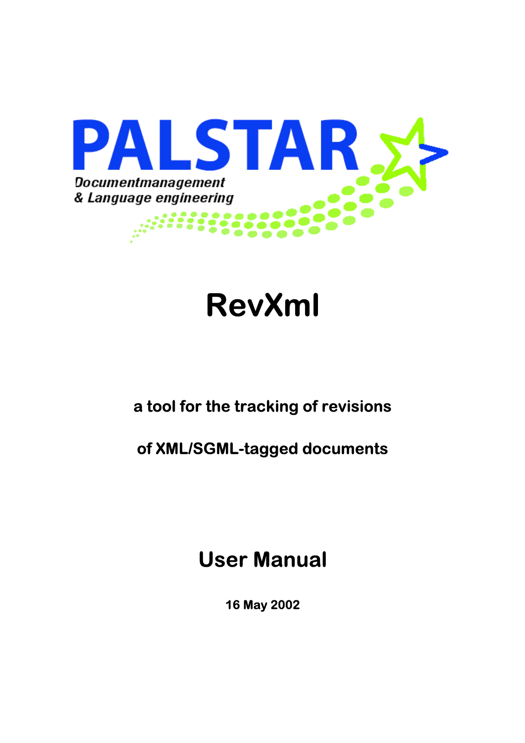PALSTAR

*Documentmanagement*
*& Language engineering*

# RevXml

**a tool for the tracking of revisions**

**of XML/SGML-tagged documents**

## User Manual

**16 May 2002**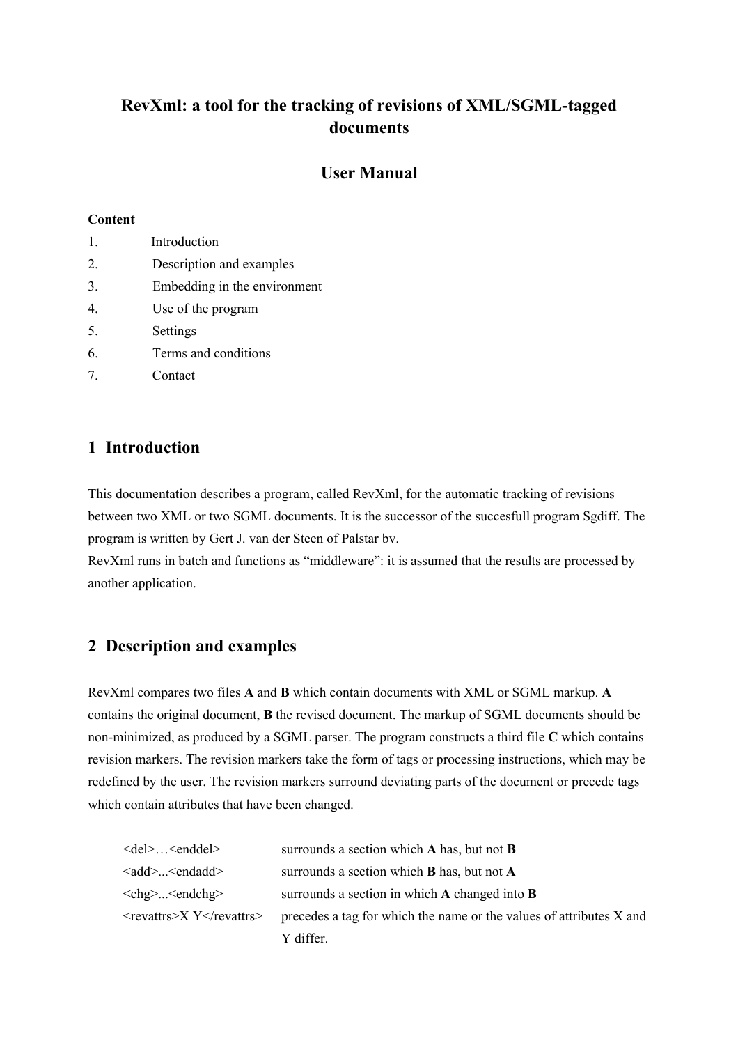# RevXml: a tool for the tracking of revisions of XML/SGML-tagged documents

## User Manual

**Content**

1. Introduction
2. Description and examples
3. Embedding in the environment
4. Use of the program
5. Settings
6. Terms and conditions
7. Contact

## 1 Introduction

This documentation describes a program, called RevXml, for the automatic tracking of revisions between two XML or two SGML documents. It is the successor of the succesfull program Sgdiff. The program is written by Gert J. van der Steen of Palstar bv.
RevXml runs in batch and functions as "middleware": it is assumed that the results are processed by another application.

## 2 Description and examples

RevXml compares two files **A** and **B** which contain documents with XML or SGML markup. **A** contains the original document, **B** the revised document. The markup of SGML documents should be non-minimized, as produced by a SGML parser. The program constructs a third file **C** which contains revision markers. The revision markers take the form of tags or processing instructions, which may be redefined by the user. The revision markers surround deviating parts of the document or precede tags which contain attributes that have been changed.

| | |
|---|---|
| <del>…<enddel> | surrounds a section which **A** has, but not **B** |
| <add>...<endadd> | surrounds a section which **B** has, but not **A** |
| <chg>...<endchg> | surrounds a section in which **A** changed into **B** |
| <revattrs>X Y</revattrs> | precedes a tag for which the name or the values of attributes X and Y differ. |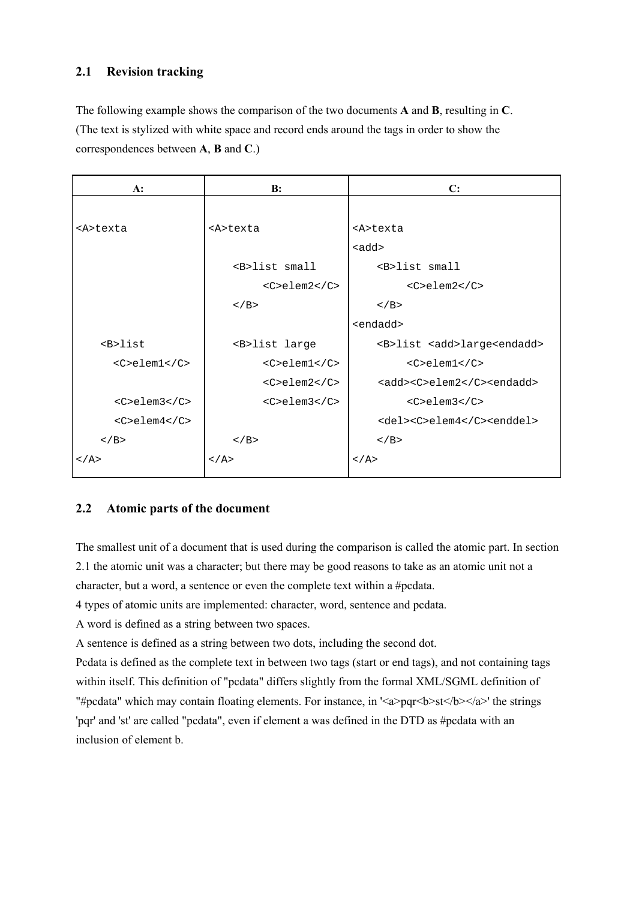## 2.1 Revision tracking

The following example shows the comparison of the two documents **A** and **B**, resulting in **C**. (The text is stylized with white space and record ends around the tags in order to show the correspondences between **A**, **B** and **C**.)

| A: | B: | C: |
|---|---|---|
| `<A>texta` | `<A>texta` | `<A>texta` |
| | | `<add>` |
| | `<B>list small` | `<B>list small` |
| | `<C>elem2</C>` | `<C>elem2</C>` |
| | `</B>` | `</B>` |
| | | `<endadd>` |
| `<B>list` | `<B>list large` | `<B>list <add>large<endadd>` |
| `<C>elem1</C>` | `<C>elem1</C>` | `<C>elem1</C>` |
| | `<C>elem2</C>` | `<add><C>elem2</C><endadd>` |
| `<C>elem3</C>` | `<C>elem3</C>` | `<C>elem3</C>` |
| `<C>elem4</C>` | | `<del><C>elem4</C><enddel>` |
| `</B>` | `</B>` | `</B>` |
| `</A>` | `</A>` | `</A>` |

## 2.2 Atomic parts of the document

The smallest unit of a document that is used during the comparison is called the atomic part. In section 2.1 the atomic unit was a character; but there may be good reasons to take as an atomic unit not a character, but a word, a sentence or even the complete text within a #pcdata.

4 types of atomic units are implemented: character, word, sentence and pcdata.

A word is defined as a string between two spaces.

A sentence is defined as a string between two dots, including the second dot.

Pcdata is defined as the complete text in between two tags (start or end tags), and not containing tags within itself. This definition of "pcdata" differs slightly from the formal XML/SGML definition of "#pcdata" which may contain floating elements. For instance, in '<a>pqr<b>st</b></a>' the strings 'pqr' and 'st' are called "pcdata", even if element a was defined in the DTD as #pcdata with an inclusion of element b.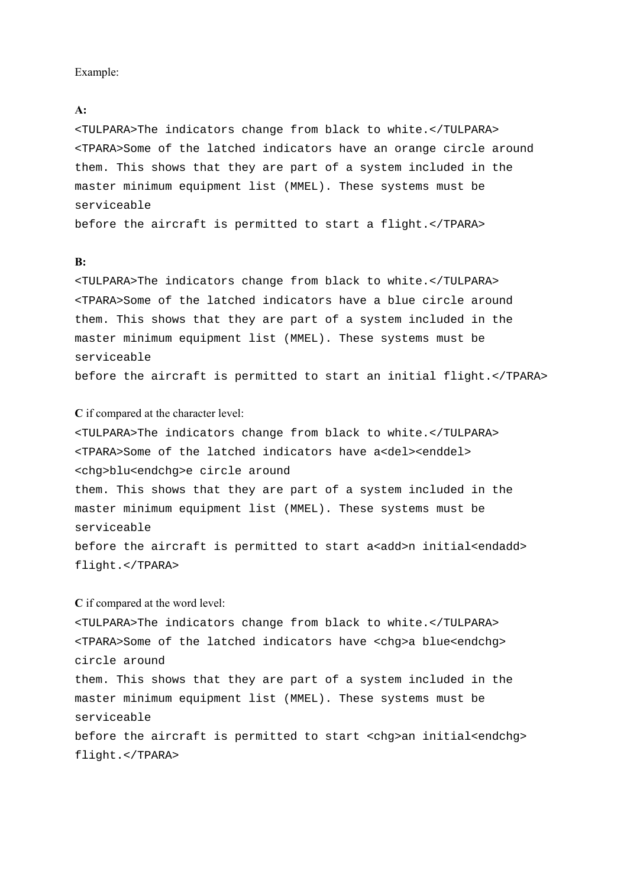Example:

**A:**

```
<TULPARA>The indicators change from black to white.</TULPARA>
<TPARA>Some of the latched indicators have an orange circle around
them. This shows that they are part of a system included in the
master minimum equipment list (MMEL). These systems must be
serviceable
before the aircraft is permitted to start a flight.</TPARA>
```

**B:**

```
<TULPARA>The indicators change from black to white.</TULPARA>
<TPARA>Some of the latched indicators have a blue circle around
them. This shows that they are part of a system included in the
master minimum equipment list (MMEL). These systems must be
serviceable
before the aircraft is permitted to start an initial flight.</TPARA>
```

**C** if compared at the character level:

```
<TULPARA>The indicators change from black to white.</TULPARA>
<TPARA>Some of the latched indicators have a<del><enddel>
<chg>blu<endchg>e circle around
them. This shows that they are part of a system included in the
master minimum equipment list (MMEL). These systems must be
serviceable
before the aircraft is permitted to start a<add>n initial<endadd>
flight.</TPARA>
```

**C** if compared at the word level:

```
<TULPARA>The indicators change from black to white.</TULPARA>
<TPARA>Some of the latched indicators have <chg>a blue<endchg>
circle around
them. This shows that they are part of a system included in the
master minimum equipment list (MMEL). These systems must be
serviceable
before the aircraft is permitted to start <chg>an initial<endchg>
flight.</TPARA>
```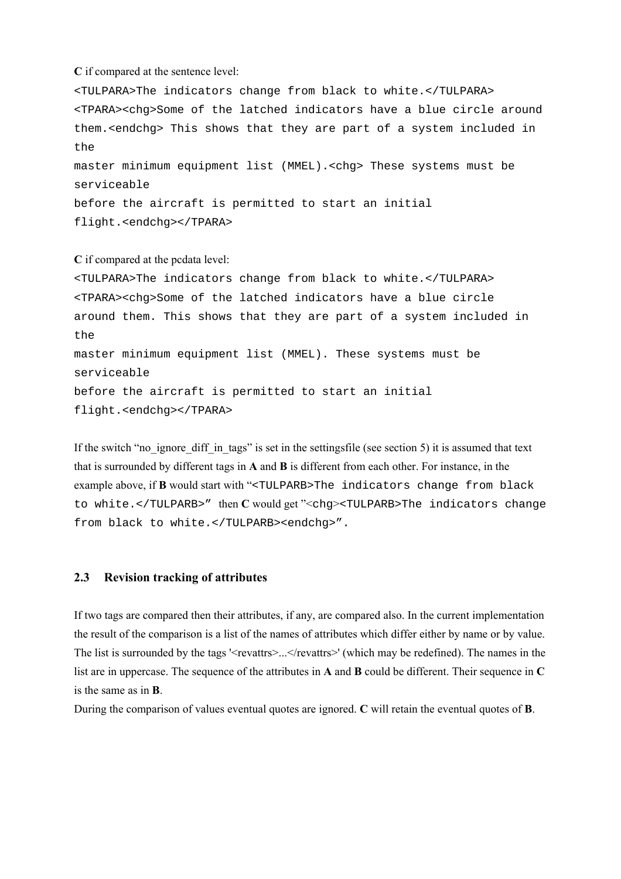**C** if compared at the sentence level:

```
<TULPARA>The indicators change from black to white.</TULPARA>
<TPARA><chg>Some of the latched indicators have a blue circle around
them.<endchg> This shows that they are part of a system included in
the
master minimum equipment list (MMEL).<chg> These systems must be
serviceable
before the aircraft is permitted to start an initial
flight.<endchg></TPARA>
```

**C** if compared at the pcdata level:

```
<TULPARA>The indicators change from black to white.</TULPARA>
<TPARA><chg>Some of the latched indicators have a blue circle
around them. This shows that they are part of a system included in
the
master minimum equipment list (MMEL). These systems must be
serviceable
before the aircraft is permitted to start an initial
flight.<endchg></TPARA>
```

If the switch "no_ignore_diff_in_tags" is set in the settingsfile (see section 5) it is assumed that text that is surrounded by different tags in **A** and **B** is different from each other. For instance, in the example above, if **B** would start with "`<TULPARB>The indicators change from black to white.</TULPARB>`" then **C** would get "`<chg><TULPARB>The indicators change from black to white.</TULPARB><endchg>`".

### 2.3 Revision tracking of attributes

If two tags are compared then their attributes, if any, are compared also. In the current implementation the result of the comparison is a list of the names of attributes which differ either by name or by value. The list is surrounded by the tags '<revattrs>...</revattrs>' (which may be redefined). The names in the list are in uppercase. The sequence of the attributes in **A** and **B** could be different. Their sequence in **C** is the same as in **B**.
During the comparison of values eventual quotes are ignored. **C** will retain the eventual quotes of **B**.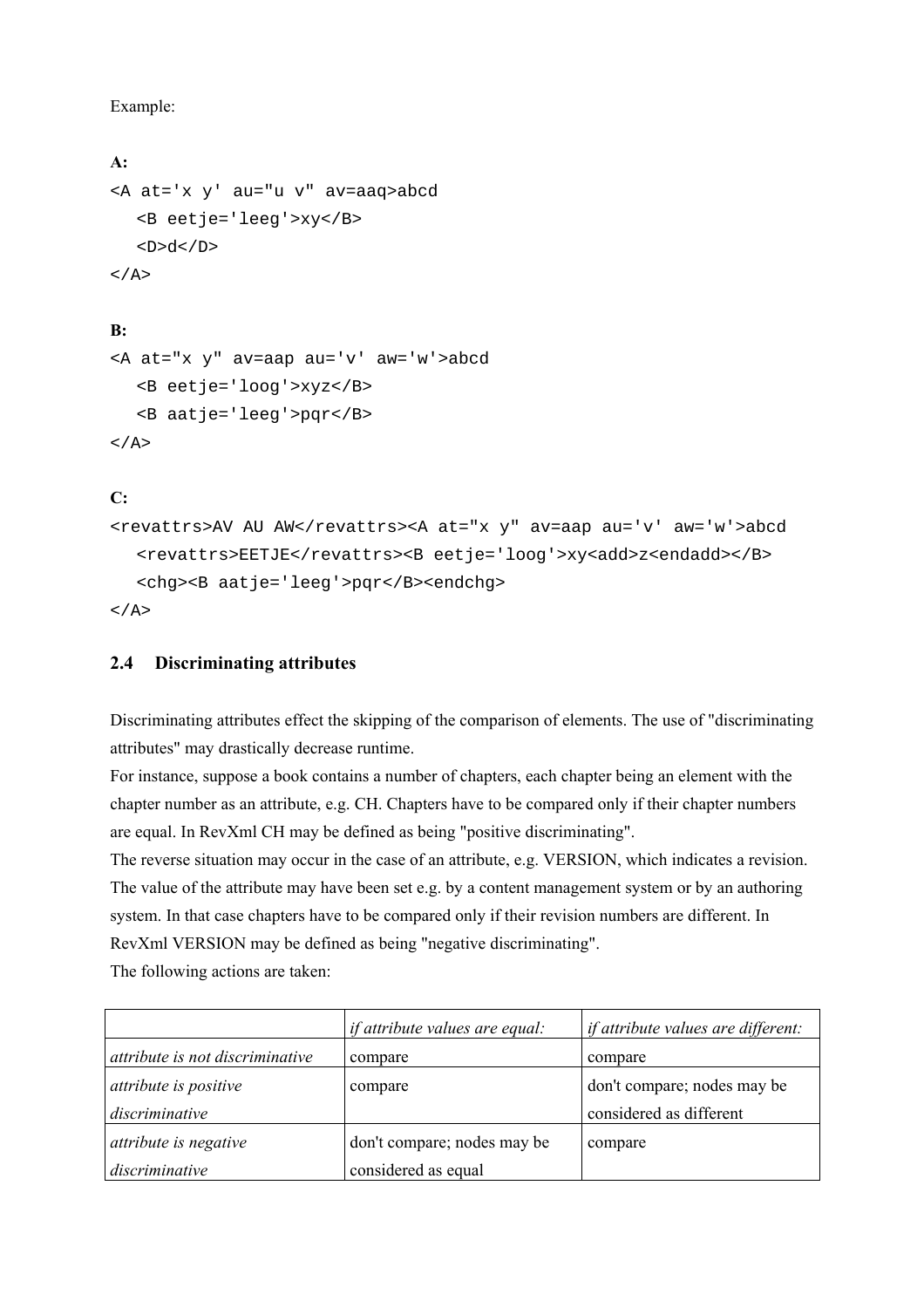Example:

**A:**

```
<A at='x y' au="u v" av=aaq>abcd
   <B eetje='leeg'>xy</B>
   <D>d</D>
</A>
```

**B:**

```
<A at="x y" av=aap au='v' aw='w'>abcd
   <B eetje='loog'>xyz</B>
   <B aatje='leeg'>pqr</B>
</A>
```

**C:**

```
<revattrs>AV AU AW</revattrs><A at="x y" av=aap au='v' aw='w'>abcd
   <revattrs>EETJE</revattrs><B eetje='loog'>xy<add>z<endadd></B>
   <chg><B aatje='leeg'>pqr</B><endchg>
</A>
```

## 2.4 Discriminating attributes

Discriminating attributes effect the skipping of the comparison of elements. The use of "discriminating attributes" may drastically decrease runtime.
For instance, suppose a book contains a number of chapters, each chapter being an element with the chapter number as an attribute, e.g. CH. Chapters have to be compared only if their chapter numbers are equal. In RevXml CH may be defined as being "positive discriminating".
The reverse situation may occur in the case of an attribute, e.g. VERSION, which indicates a revision. The value of the attribute may have been set e.g. by a content management system or by an authoring system. In that case chapters have to be compared only if their revision numbers are different. In RevXml VERSION may be defined as being "negative discriminating".
The following actions are taken:

| | *if attribute values are equal:* | *if attribute values are different:* |
|---|---|---|
| *attribute is not discriminative* | compare | compare |
| *attribute is positive discriminative* | compare | don't compare; nodes may be considered as different |
| *attribute is negative discriminative* | don't compare; nodes may be considered as equal | compare |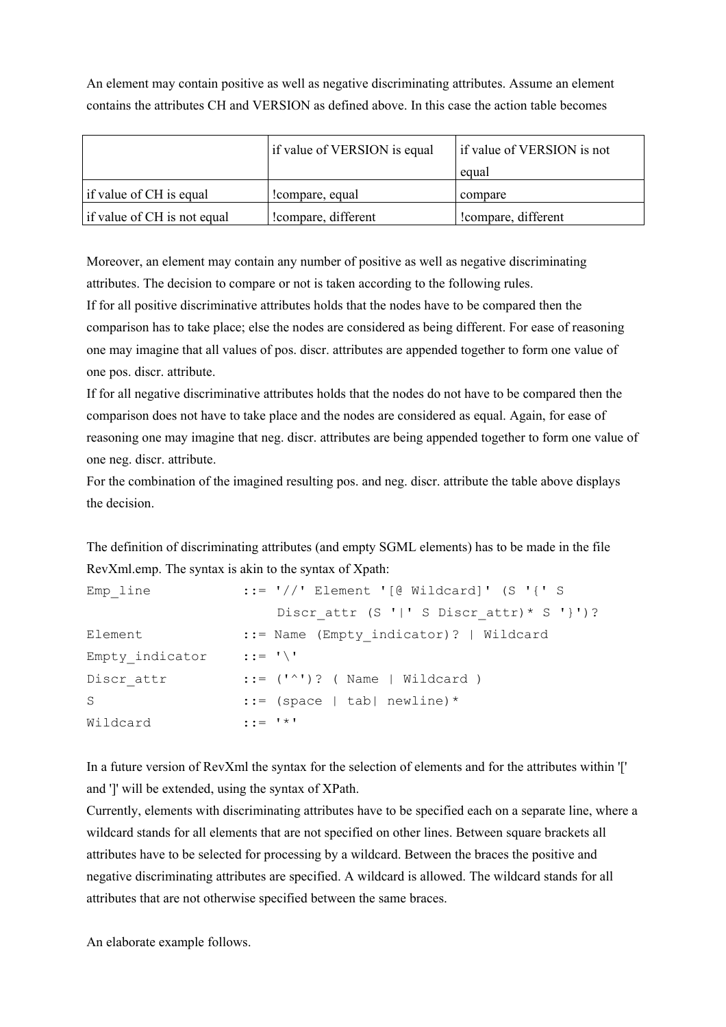An element may contain positive as well as negative discriminating attributes. Assume an element contains the attributes CH and VERSION as defined above. In this case the action table becomes

| | if value of VERSION is equal | if value of VERSION is not equal |
|---|---|---|
| if value of CH is equal | !compare, equal | compare |
| if value of CH is not equal | !compare, different | !compare, different |

Moreover, an element may contain any number of positive as well as negative discriminating attributes. The decision to compare or not is taken according to the following rules.
If for all positive discriminative attributes holds that the nodes have to be compared then the comparison has to take place; else the nodes are considered as being different. For ease of reasoning one may imagine that all values of pos. discr. attributes are appended together to form one value of one pos. discr. attribute.
If for all negative discriminative attributes holds that the nodes do not have to be compared then the comparison does not have to take place and the nodes are considered as equal. Again, for ease of reasoning one may imagine that neg. discr. attributes are being appended together to form one value of one neg. discr. attribute.
For the combination of the imagined resulting pos. and neg. discr. attribute the table above displays the decision.

The definition of discriminating attributes (and empty SGML elements) has to be made in the file RevXml.emp. The syntax is akin to the syntax of Xpath:

```
Emp_line            ::= '//' Element '[@ Wildcard]' (S '{' S
                        Discr_attr (S '|' S Discr_attr)* S '}')?
Element             ::= Name (Empty_indicator)? | Wildcard
Empty_indicator     ::= '\'
Discr_attr          ::= ('^')? ( Name | Wildcard )
S                   ::= (space | tab| newline)*
Wildcard            ::= '*'
```

In a future version of RevXml the syntax for the selection of elements and for the attributes within '[' and ']' will be extended, using the syntax of XPath.
Currently, elements with discriminating attributes have to be specified each on a separate line, where a wildcard stands for all elements that are not specified on other lines. Between square brackets all attributes have to be selected for processing by a wildcard. Between the braces the positive and negative discriminating attributes are specified. A wildcard is allowed. The wildcard stands for all attributes that are not otherwise specified between the same braces.

An elaborate example follows.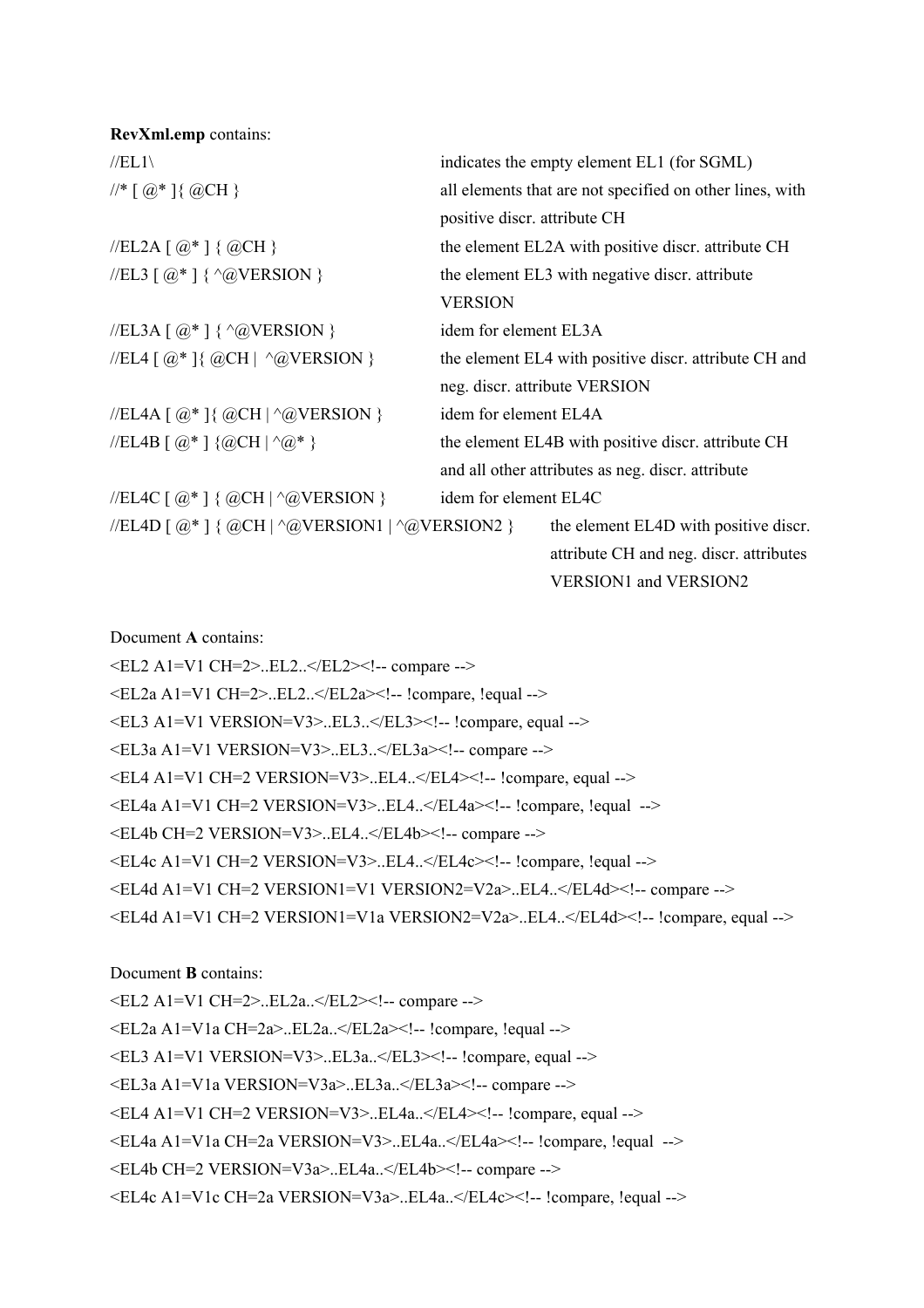**RevXml.emp** contains:

| | |
|---|---|
| //EL1\ | indicates the empty element EL1 (for SGML) |
| //* [ @* ]{ @CH } | all elements that are not specified on other lines, with positive discr. attribute CH |
| //EL2A [ @* ] { @CH } | the element EL2A with positive discr. attribute CH |
| //EL3 [ @* ] { ^@VERSION } | the element EL3 with negative discr. attribute VERSION |
| //EL3A [ @* ] { ^@VERSION } | idem for element EL3A |
| //EL4 [ @* ]{ @CH \|  ^@VERSION } | the element EL4 with positive discr. attribute CH and neg. discr. attribute VERSION |
| //EL4A [ @* ]{ @CH \| ^@VERSION } | idem for element EL4A |
| //EL4B [ @* ] {@CH \| ^@* } | the element EL4B with positive discr. attribute CH and all other attributes as neg. discr. attribute |
| //EL4C [ @* ] { @CH \| ^@VERSION } | idem for element EL4C |
| //EL4D [ @* ] { @CH \| ^@VERSION1 \| ^@VERSION2 } | the element EL4D with positive discr. attribute CH and neg. discr. attributes VERSION1 and VERSION2 |

Document **A** contains:

```
<EL2 A1=V1 CH=2>..EL2..</EL2><!-- compare -->
<EL2a A1=V1 CH=2>..EL2..</EL2a><!-- !compare, !equal -->
<EL3 A1=V1 VERSION=V3>..EL3..</EL3><!-- !compare, equal -->
<EL3a A1=V1 VERSION=V3>..EL3..</EL3a><!-- compare -->
<EL4 A1=V1 CH=2 VERSION=V3>..EL4..</EL4><!-- !compare, equal -->
<EL4a A1=V1 CH=2 VERSION=V3>..EL4..</EL4a><!-- !compare, !equal  -->
<EL4b CH=2 VERSION=V3>..EL4..</EL4b><!-- compare -->
<EL4c A1=V1 CH=2 VERSION=V3>..EL4..</EL4c><!-- !compare, !equal -->
<EL4d A1=V1 CH=2 VERSION1=V1 VERSION2=V2a>..EL4..</EL4d><!-- compare -->
<EL4d A1=V1 CH=2 VERSION1=V1a VERSION2=V2a>..EL4..</EL4d><!-- !compare, equal -->
```

Document **B** contains:

```
<EL2 A1=V1 CH=2>..EL2a..</EL2><!-- compare -->
<EL2a A1=V1a CH=2a>..EL2a..</EL2a><!-- !compare, !equal -->
<EL3 A1=V1 VERSION=V3>..EL3a..</EL3><!-- !compare, equal -->
<EL3a A1=V1a VERSION=V3a>..EL3a..</EL3a><!-- compare -->
<EL4 A1=V1 CH=2 VERSION=V3>..EL4a..</EL4><!-- !compare, equal -->
<EL4a A1=V1a CH=2a VERSION=V3>..EL4a..</EL4a><!-- !compare, !equal  -->
<EL4b CH=2 VERSION=V3a>..EL4a..</EL4b><!-- compare -->
<EL4c A1=V1c CH=2a VERSION=V3a>..EL4a..</EL4c><!-- !compare, !equal -->
```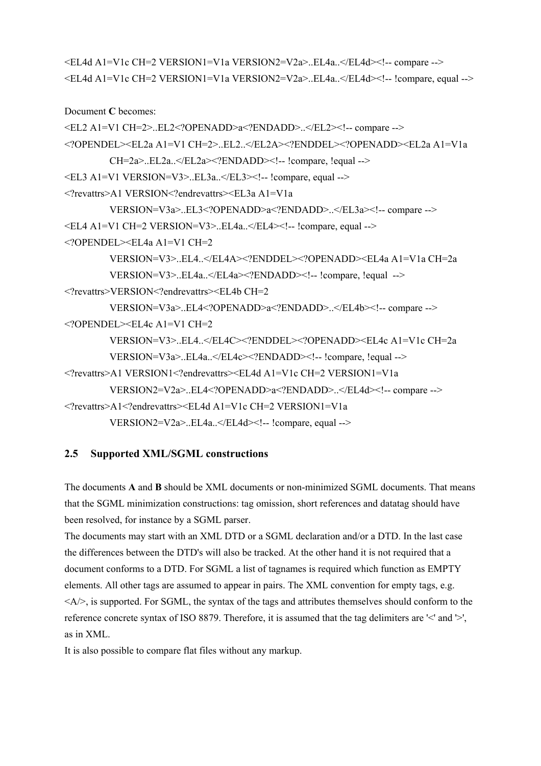```
<EL4d A1=V1c CH=2 VERSION1=V1a VERSION2=V2a>..EL4a..</EL4d><!-- compare -->
<EL4d A1=V1c CH=2 VERSION1=V1a VERSION2=V2a>..EL4a..</EL4d><!-- !compare, equal -->
```

Document **C** becomes:

```
<EL2 A1=V1 CH=2>..EL2<?OPENADD>a<?ENDADD>..</EL2><!-- compare -->
<?OPENDEL><EL2a A1=V1 CH=2>..EL2..</EL2A><?ENDDEL><?OPENADD><EL2a A1=V1a
        CH=2a>..EL2a..</EL2a><?ENDADD><!-- !compare, !equal -->
<EL3 A1=V1 VERSION=V3>..EL3a..</EL3><!-- !compare, equal -->
<?revattrs>A1 VERSION<?endrevattrs><EL3a A1=V1a
        VERSION=V3a>..EL3<?OPENADD>a<?ENDADD>..</EL3a><!-- compare -->
<EL4 A1=V1 CH=2 VERSION=V3>..EL4a..</EL4><!-- !compare, equal -->
<?OPENDEL><EL4a A1=V1 CH=2
        VERSION=V3>..EL4..</EL4A><?ENDDEL><?OPENADD><EL4a A1=V1a CH=2a
        VERSION=V3>..EL4a..</EL4a><?ENDADD><!-- !compare, !equal  -->
<?revattrs>VERSION<?endrevattrs><EL4b CH=2
        VERSION=V3a>..EL4<?OPENADD>a<?ENDADD>..</EL4b><!-- compare -->
<?OPENDEL><EL4c A1=V1 CH=2
        VERSION=V3>..EL4..</EL4C><?ENDDEL><?OPENADD><EL4c A1=V1c CH=2a
        VERSION=V3a>..EL4a..</EL4c><?ENDADD><!-- !compare, !equal -->
<?revattrs>A1 VERSION1<?endrevattrs><EL4d A1=V1c CH=2 VERSION1=V1a
        VERSION2=V2a>..EL4<?OPENADD>a<?ENDADD>..</EL4d><!-- compare -->
<?revattrs>A1<?endrevattrs><EL4d A1=V1c CH=2 VERSION1=V1a
        VERSION2=V2a>..EL4a..</EL4d><!-- !compare, equal -->
```

## 2.5 Supported XML/SGML constructions

The documents **A** and **B** should be XML documents or non-minimized SGML documents. That means that the SGML minimization constructions: tag omission, short references and datatag should have been resolved, for instance by a SGML parser.

The documents may start with an XML DTD or a SGML declaration and/or a DTD. In the last case the differences between the DTD's will also be tracked. At the other hand it is not required that a document conforms to a DTD. For SGML a list of tagnames is required which function as EMPTY elements. All other tags are assumed to appear in pairs. The XML convention for empty tags, e.g. <A/>, is supported. For SGML, the syntax of the tags and attributes themselves should conform to the reference concrete syntax of ISO 8879. Therefore, it is assumed that the tag delimiters are '<' and '>', as in XML.

It is also possible to compare flat files without any markup.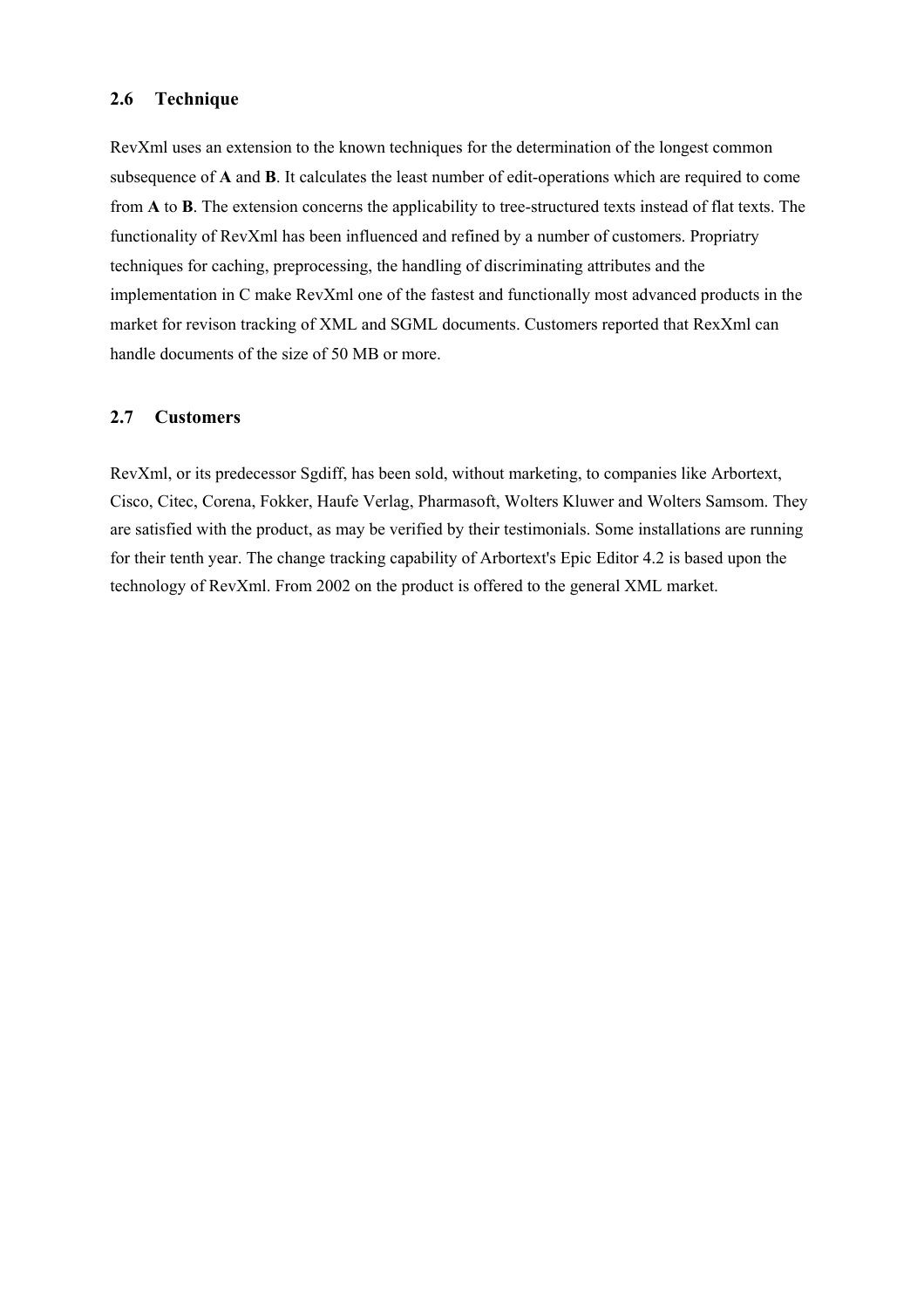### 2.6 Technique

RevXml uses an extension to the known techniques for the determination of the longest common subsequence of **A** and **B**. It calculates the least number of edit-operations which are required to come from **A** to **B**. The extension concerns the applicability to tree-structured texts instead of flat texts. The functionality of RevXml has been influenced and refined by a number of customers. Propriatry techniques for caching, preprocessing, the handling of discriminating attributes and the implementation in C make RevXml one of the fastest and functionally most advanced products in the market for revison tracking of XML and SGML documents. Customers reported that RexXml can handle documents of the size of 50 MB or more.

### 2.7 Customers

RevXml, or its predecessor Sgdiff, has been sold, without marketing, to companies like Arbortext, Cisco, Citec, Corena, Fokker, Haufe Verlag, Pharmasoft, Wolters Kluwer and Wolters Samsom. They are satisfied with the product, as may be verified by their testimonials. Some installations are running for their tenth year. The change tracking capability of Arbortext's Epic Editor 4.2 is based upon the technology of RevXml. From 2002 on the product is offered to the general XML market.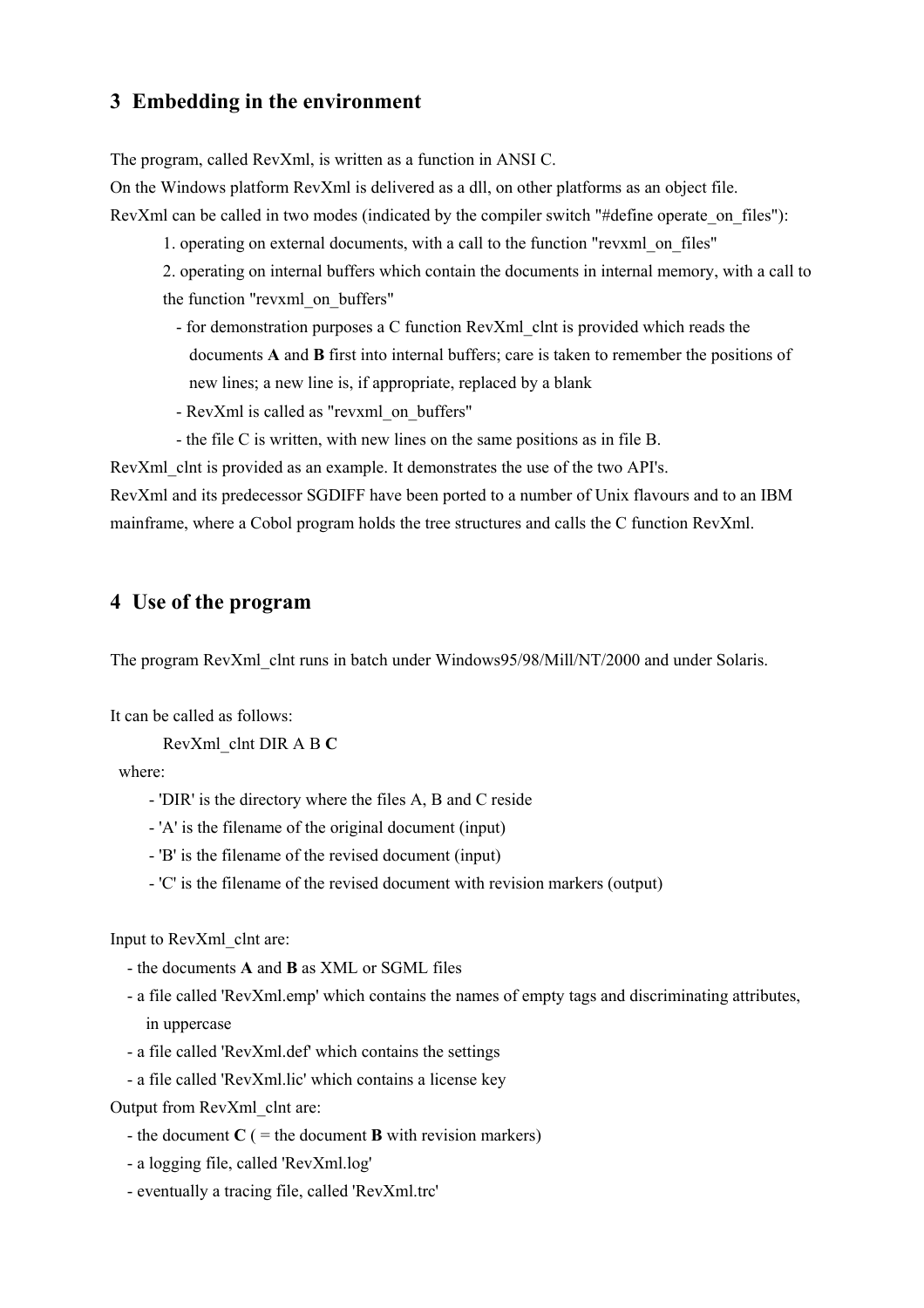## 3 Embedding in the environment

The program, called RevXml, is written as a function in ANSI C.
On the Windows platform RevXml is delivered as a dll, on other platforms as an object file.
RevXml can be called in two modes (indicated by the compiler switch "#define operate_on_files"):

1. operating on external documents, with a call to the function "revxml_on_files"
2. operating on internal buffers which contain the documents in internal memory, with a call to the function "revxml_on_buffers"
   - for demonstration purposes a C function RevXml_clnt is provided which reads the documents **A** and **B** first into internal buffers; care is taken to remember the positions of new lines; a new line is, if appropriate, replaced by a blank
   - RevXml is called as "revxml_on_buffers"
   - the file C is written, with new lines on the same positions as in file B.

RevXml_clnt is provided as an example. It demonstrates the use of the two API's.
RevXml and its predecessor SGDIFF have been ported to a number of Unix flavours and to an IBM mainframe, where a Cobol program holds the tree structures and calls the C function RevXml.

## 4 Use of the program

The program RevXml_clnt runs in batch under Windows95/98/Mill/NT/2000 and under Solaris.

It can be called as follows:

RevXml_clnt DIR A B **C**

where:

- 'DIR' is the directory where the files A, B and C reside
- 'A' is the filename of the original document (input)
- 'B' is the filename of the revised document (input)
- 'C' is the filename of the revised document with revision markers (output)

Input to RevXml_clnt are:

- the documents **A** and **B** as XML or SGML files
- a file called 'RevXml.emp' which contains the names of empty tags and discriminating attributes, in uppercase
- a file called 'RevXml.def' which contains the settings
- a file called 'RevXml.lic' which contains a license key

Output from RevXml_clnt are:

- the document **C** ( = the document **B** with revision markers)
- a logging file, called 'RevXml.log'
- eventually a tracing file, called 'RevXml.trc'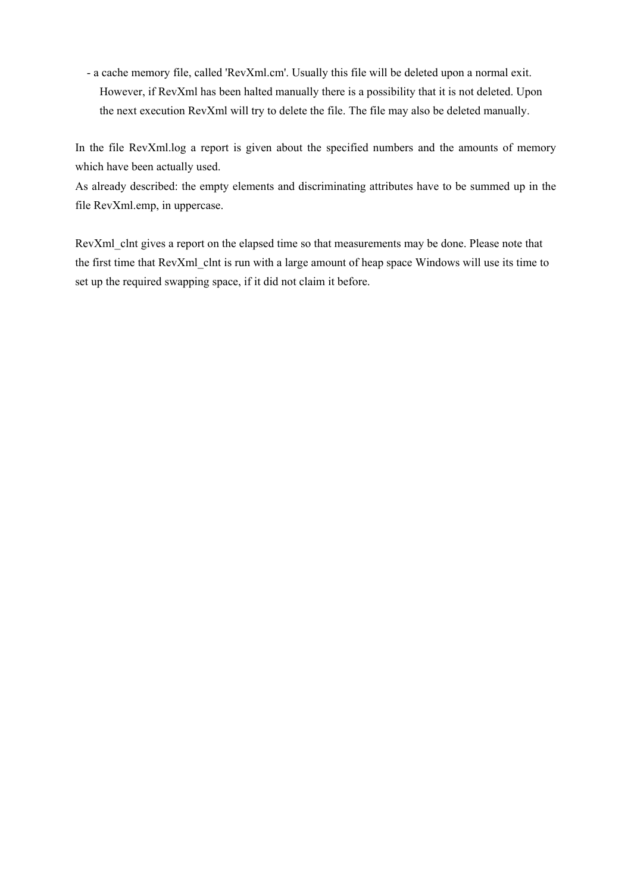- a cache memory file, called 'RevXml.cm'. Usually this file will be deleted upon a normal exit. However, if RevXml has been halted manually there is a possibility that it is not deleted. Upon the next execution RevXml will try to delete the file. The file may also be deleted manually.

In the file RevXml.log a report is given about the specified numbers and the amounts of memory which have been actually used.
As already described: the empty elements and discriminating attributes have to be summed up in the file RevXml.emp, in uppercase.

RevXml_clnt gives a report on the elapsed time so that measurements may be done. Please note that the first time that RevXml_clnt is run with a large amount of heap space Windows will use its time to set up the required swapping space, if it did not claim it before.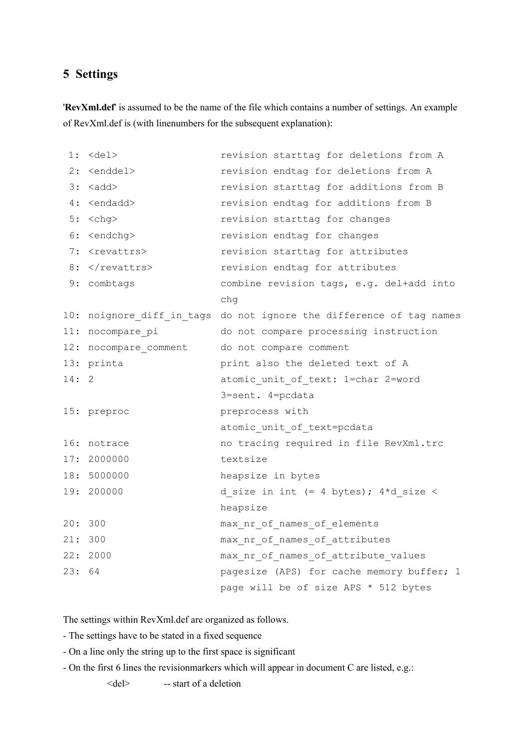## 5 Settings

'**RevXml.def**' is assumed to be the name of the file which contains a number of settings. An example of RevXml.def is (with linenumbers for the subsequent explanation):

```
 1: <del>                   revision starttag for deletions from A
 2: <enddel>                revision endtag for deletions from A
 3: <add>                   revision starttag for additions from B
 4: <endadd>                revision endtag for additions from B
 5: <chg>                   revision starttag for changes
 6: <endchg>                revision endtag for changes
 7: <revattrs>              revision starttag for attributes
 8: </revattrs>             revision endtag for attributes
 9: combtags                combine revision tags, e.g. del+add into
                            chg
10: noignore_diff_in_tags   do not ignore the difference of tag names
11: nocompare_pi            do not compare processing instruction
12: nocompare_comment       do not compare comment
13: printa                  print also the deleted text of A
14: 2                       atomic_unit_of_text: 1=char 2=word
                            3=sent. 4=pcdata
15: preproc                 preprocess with
                            atomic_unit_of_text=pcdata
16: notrace                 no tracing required in file RevXml.trc
17: 2000000                 textsize
18: 5000000                 heapsize in bytes
19: 200000                  d_size in int (= 4 bytes); 4*d_size <
                            heapsize
20: 300                     max_nr_of_names_of_elements
21: 300                     max_nr_of_names_of_attributes
22: 2000                    max_nr_of_names_of_attribute_values
23: 64                      pagesize (APS) for cache memory buffer; 1
                            page will be of size APS * 512 bytes
```

The settings within RevXml.def are organized as follows.

- The settings have to be stated in a fixed sequence
- On a line only the string up to the first space is significant
- On the first 6 lines the revisionmarkers which will appear in document C are listed, e.g.:

  <del> -- start of a deletion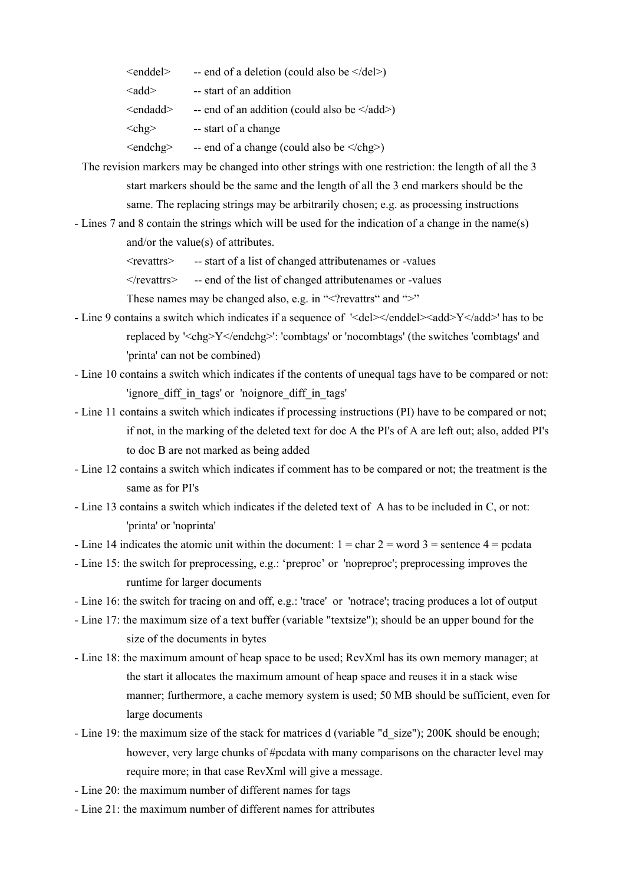<enddel> -- end of a deletion (could also be </del>)

<add> -- start of an addition

<endadd> -- end of an addition (could also be </add>)

<chg> -- start of a change

<endchg> -- end of a change (could also be </chg>)

The revision markers may be changed into other strings with one restriction: the length of all the 3 start markers should be the same and the length of all the 3 end markers should be the same. The replacing strings may be arbitrarily chosen; e.g. as processing instructions

- Lines 7 and 8 contain the strings which will be used for the indication of a change in the name(s) and/or the value(s) of attributes.

  <revattrs> -- start of a list of changed attributenames or -values

  </revattrs> -- end of the list of changed attributenames or -values

  These names may be changed also, e.g. in "<?revattrs" and ">"
- Line 9 contains a switch which indicates if a sequence of '<del></enddel><add>Y</add>' has to be replaced by '<chg>Y</endchg>': 'combtags' or 'nocombtags' (the switches 'combtags' and 'printa' can not be combined)
- Line 10 contains a switch which indicates if the contents of unequal tags have to be compared or not: 'ignore_diff_in_tags' or 'noignore_diff_in_tags'
- Line 11 contains a switch which indicates if processing instructions (PI) have to be compared or not; if not, in the marking of the deleted text for doc A the PI's of A are left out; also, added PI's to doc B are not marked as being added
- Line 12 contains a switch which indicates if comment has to be compared or not; the treatment is the same as for PI's
- Line 13 contains a switch which indicates if the deleted text of A has to be included in C, or not: 'printa' or 'noprinta'
- Line 14 indicates the atomic unit within the document: 1 = char 2 = word 3 = sentence 4 = pcdata
- Line 15: the switch for preprocessing, e.g.: 'preproc' or 'nopreproc'; preprocessing improves the runtime for larger documents
- Line 16: the switch for tracing on and off, e.g.: 'trace' or 'notrace'; tracing produces a lot of output
- Line 17: the maximum size of a text buffer (variable "textsize"); should be an upper bound for the size of the documents in bytes
- Line 18: the maximum amount of heap space to be used; RevXml has its own memory manager; at the start it allocates the maximum amount of heap space and reuses it in a stack wise manner; furthermore, a cache memory system is used; 50 MB should be sufficient, even for large documents
- Line 19: the maximum size of the stack for matrices d (variable "d_size"); 200K should be enough; however, very large chunks of #pcdata with many comparisons on the character level may require more; in that case RevXml will give a message.
- Line 20: the maximum number of different names for tags
- Line 21: the maximum number of different names for attributes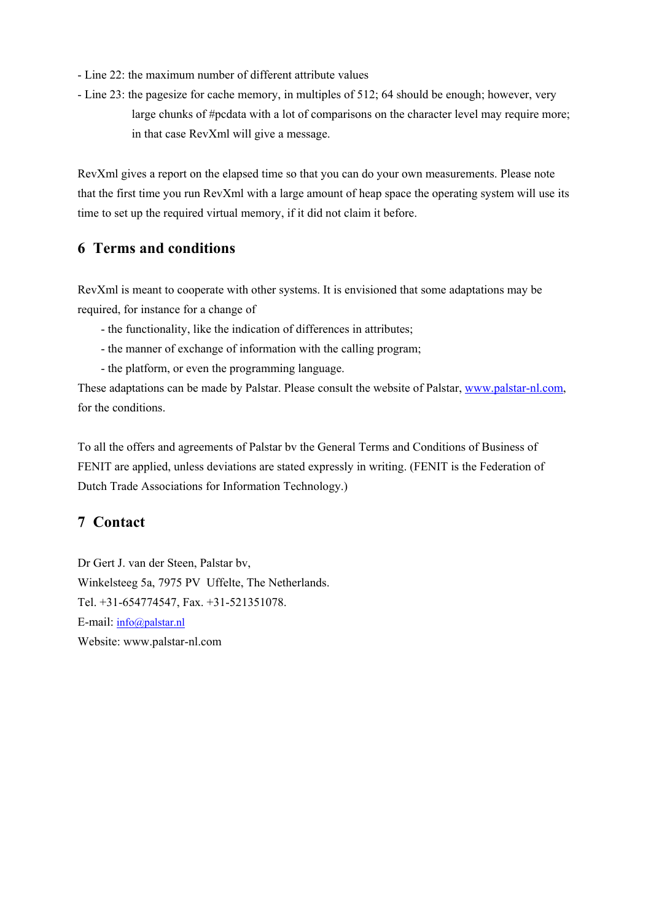- Line 22: the maximum number of different attribute values
- Line 23: the pagesize for cache memory, in multiples of 512; 64 should be enough; however, very large chunks of #pcdata with a lot of comparisons on the character level may require more; in that case RevXml will give a message.

RevXml gives a report on the elapsed time so that you can do your own measurements. Please note that the first time you run RevXml with a large amount of heap space the operating system will use its time to set up the required virtual memory, if it did not claim it before.

## 6 Terms and conditions

RevXml is meant to cooperate with other systems. It is envisioned that some adaptations may be required, for instance for a change of

- the functionality, like the indication of differences in attributes;
- the manner of exchange of information with the calling program;
- the platform, or even the programming language.

These adaptations can be made by Palstar. Please consult the website of Palstar, www.palstar-nl.com, for the conditions.

To all the offers and agreements of Palstar bv the General Terms and Conditions of Business of FENIT are applied, unless deviations are stated expressly in writing. (FENIT is the Federation of Dutch Trade Associations for Information Technology.)

## 7 Contact

Dr Gert J. van der Steen, Palstar bv,  
Winkelsteeg 5a, 7975 PV Uffelte, The Netherlands.  
Tel. +31-654774547, Fax. +31-521351078.  
E-mail: info@palstar.nl  
Website: www.palstar-nl.com